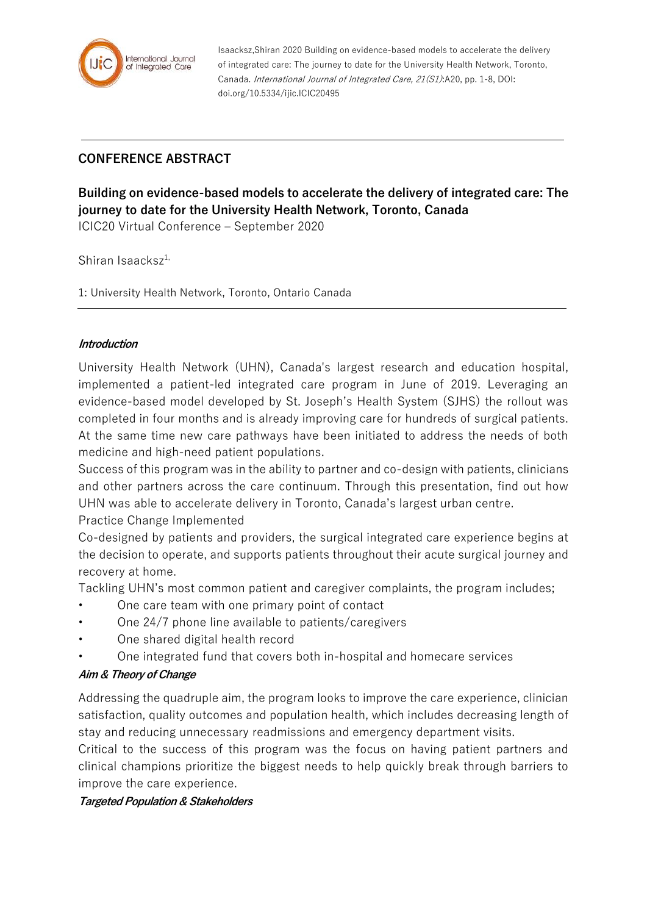Isaacksz,Shiran 2020 Building on evidence-based models to accelerate the delivery of integrated care: The journey to date for the University Health Network, Toronto, Canada. *International Journal of Integrated Care, 21(S1)*:A20, pp. 1-8, DOI: doi.org/10.5334/ijic.ICIC20495

## CONFERENCE ABSTRACT

## Building on evidence-based models to accelerate the delivery of integrated care: The journey to date for the University Health Network, Toronto, Canada

ICIC20 Virtual Conference – September 2020

Shiran Isaacksz[1,]

1: University Health Network, Toronto, Ontario Canada

***Introduction***

University Health Network (UHN), Canada's largest research and education hospital, implemented a patient-led integrated care program in June of 2019. Leveraging an evidence-based model developed by St. Joseph's Health System (SJHS) the rollout was completed in four months and is already improving care for hundreds of surgical patients. At the same time new care pathways have been initiated to address the needs of both medicine and high-need patient populations.

Success of this program was in the ability to partner and co-design with patients, clinicians and other partners across the care continuum. Through this presentation, find out how UHN was able to accelerate delivery in Toronto, Canada's largest urban centre.

Practice Change Implemented

Co-designed by patients and providers, the surgical integrated care experience begins at the decision to operate, and supports patients throughout their acute surgical journey and recovery at home.

Tackling UHN's most common patient and caregiver complaints, the program includes;

- One care team with one primary point of contact
- One 24/7 phone line available to patients/caregivers
- One shared digital health record
- One integrated fund that covers both in-hospital and homecare services

***Aim & Theory of Change***

Addressing the quadruple aim, the program looks to improve the care experience, clinician satisfaction, quality outcomes and population health, which includes decreasing length of stay and reducing unnecessary readmissions and emergency department visits.

Critical to the success of this program was the focus on having patient partners and clinical champions prioritize the biggest needs to help quickly break through barriers to improve the care experience.

***Targeted Population & Stakeholders***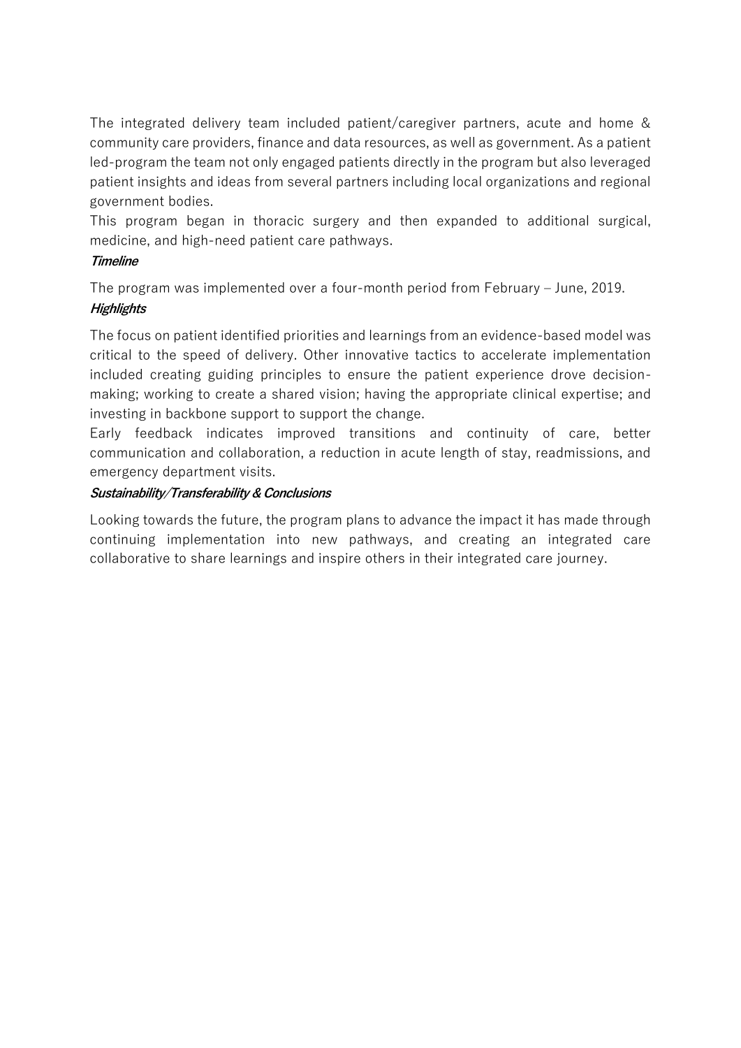The integrated delivery team included patient/caregiver partners, acute and home & community care providers, finance and data resources, as well as government. As a patient led-program the team not only engaged patients directly in the program but also leveraged patient insights and ideas from several partners including local organizations and regional government bodies.

This program began in thoracic surgery and then expanded to additional surgical, medicine, and high-need patient care pathways.

***Timeline***

The program was implemented over a four-month period from February – June, 2019.

***Highlights***

The focus on patient identified priorities and learnings from an evidence-based model was critical to the speed of delivery. Other innovative tactics to accelerate implementation included creating guiding principles to ensure the patient experience drove decision-making; working to create a shared vision; having the appropriate clinical expertise; and investing in backbone support to support the change.

Early feedback indicates improved transitions and continuity of care, better communication and collaboration, a reduction in acute length of stay, readmissions, and emergency department visits.

***Sustainability/Transferability & Conclusions***

Looking towards the future, the program plans to advance the impact it has made through continuing implementation into new pathways, and creating an integrated care collaborative to share learnings and inspire others in their integrated care journey.